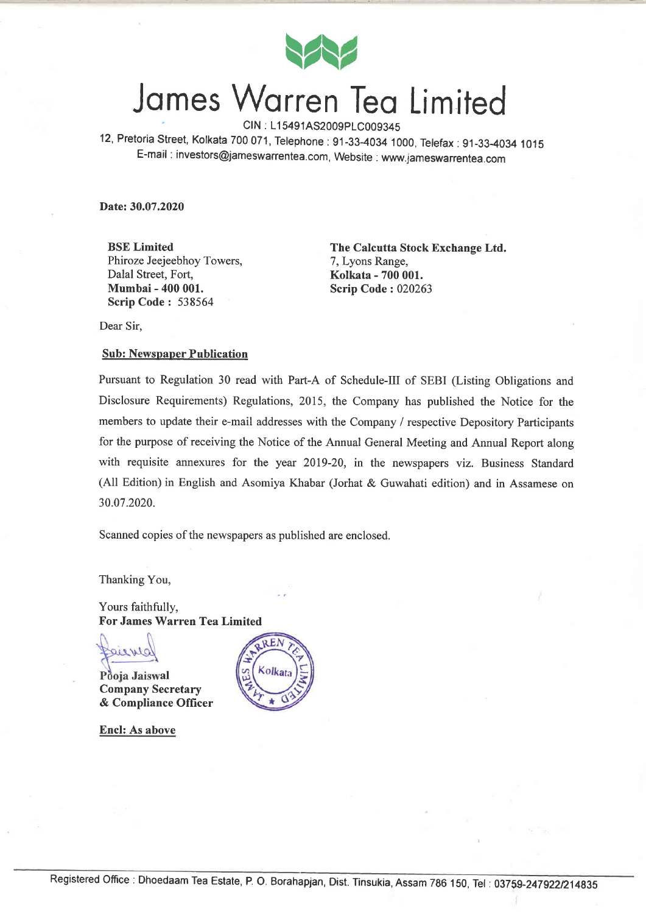# James Warren Tea Limited

CIN : L15491AS2009PLC009345

12, Pretoria Street, Kolkata 700 071, Telephone : 91-33-4034 1000, Telefax : 91-33-4034 1015

E-mail : investors@jameswarrentea.com, Website : www.jameswarrentea.com

**Date: 30.07.2020**

**BSE Limited**
Phiroze Jeejeebhoy Towers,
Dalal Street, Fort,
**Mumbai - 400 001.**
**Scrip Code :** 538564

**The Calcutta Stock Exchange Ltd.**
7, Lyons Range,
**Kolkata - 700 001.**
**Scrip Code :** 020263

Dear Sir,

**Sub: Newspaper Publication**

Pursuant to Regulation 30 read with Part-A of Schedule-III of SEBI (Listing Obligations and Disclosure Requirements) Regulations, 2015, the Company has published the Notice for the members to update their e-mail addresses with the Company / respective Depository Participants for the purpose of receiving the Notice of the Annual General Meeting and Annual Report along with requisite annexures for the year 2019-20, in the newspapers viz. Business Standard (All Edition) in English and Asomiya Khabar (Jorhat & Guwahati edition) and in Assamese on 30.07.2020.

Scanned copies of the newspapers as published are enclosed.

Thanking You,

Yours faithfully,
**For James Warren Tea Limited**

**Pooja Jaiswal**
**Company Secretary**
**& Compliance Officer**

**Encl: As above**

Registered Office : Dhoedaam Tea Estate, P. O. Borahapjan, Dist. Tinsukia, Assam 786 150, Tel : 03759-247922/214835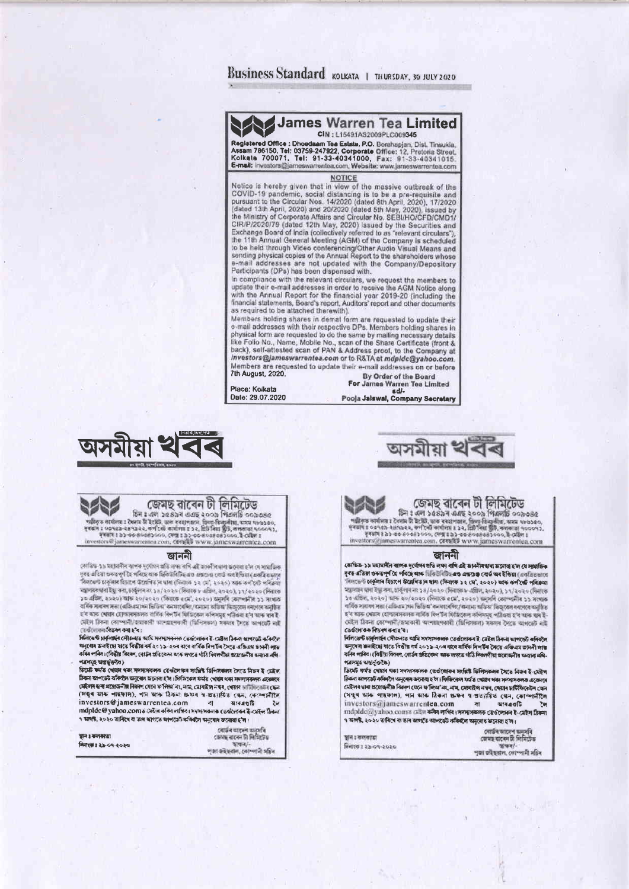**Business Standard** KOLKATA | THURSDAY, 30 JULY 2020

# James Warren Tea Limited

**CIN : L15491AS2009PLC009345**

**Registered Office :** Dhoedaam Tea Estate, P.O. Borahapjan, Dist. Tinsukia, Assam 786150. Tel: 03759-247922, **Corporate Office:** 12, Pretoria Street, Kolkata 700071, Tel: 91-33-40341000, Fax: 91-33-40341015. **E-mail:** investors@jameswarrentea.com, **Website:** www.jameswarrentea.com

## NOTICE

Notice is hereby given that in view of the massive outbreak of the COVID-19 pandemic, social distancing is to be a pre-requisite and pursuant to the Circular Nos. 14/2020 (dated 8th April, 2020), 17/2020 (dated 13th April, 2020) and 20/2020 (dated 5th May, 2020), issued by the Ministry of Corporate Affairs and Circular No. SEBI/HO/CFD/CMD1/CIR/P/2020/79 (dated 12th May, 2020) issued by the Securities and Exchange Board of India (collectively referred to as "relevant circulars"), the 11th Annual General Meeting (AGM) of the Company is scheduled to be held through Video conferencing/Other Audio Visual Means and sending physical copies of the Annual Report to the shareholders whose e-mail addresses are not updated with the Company/Depository Participants (DPs) has been dispensed with.

In compliance with the relevant circulars, we request the members to update their e-mail addresses in order to receive the AGM Notice along with the Annual Report for the financial year 2019-20 (including the financial statements, Board's report, Auditors' report and other documents as required to be attached therewith).

Members holding shares in demat form are requested to update their e-mail addresses with their respective DPs. Members holding shares in physical form are requested to do the same by mailing necessary details like Folio No., Name, Mobile No., scan of the Share Certificate (front & back), self-attested scan of PAN & Address proof, to the Company at *investors@jameswarrentea.com* or to R&TA at *mdpldc@yahoo.com*. Members are requested to update their e-mail addresses on or before 7th August, 2020.

Place: Kolkata
Date: 29.07.2020

By Order of the Board
For James Warren Tea Limited
sd/-
Pooja Jaiswal, Company Secretary

---

# অসমীয়া খবৰ

## জেমছ ৱাৰেন টী লিমিটেড

investors@jameswarrentea.com, ৱেবছাইট www.jameswarrentea.com

### জাননী

investors@jameswarrentea.com বা mdpldc@yahoo.com

স্থান : কলকাতা
দিনাংক : ২৯-০৭-২০২০

বোৰ্ডৰ আদেশ অনুসৰি
জেমছ ৱাৰেন টী লিমিটেড
স্বাক্ষৰ/-
পূজা জয়ছৱাল, কোম্পানী সচিব

---

# অসমীয়া খবৰ

## জেমছ ৱাৰেন টী লিমিটেড

investors@jameswarrentea.com, ৱেবছাইট www.jameswarrentea.com

### জাননী

investors@jameswarrentea.com বা mdpldc@yahoo.com

স্থান : কলকাতা
দিনাংক : ২৯-০৭-২০২০

বোৰ্ডৰ আদেশ অনুসৰি
জেমছ ৱাৰেন টী লিমিটেড
স্বাক্ষৰ/-
পূজা জয়ছৱাল, কোম্পানী সচিব